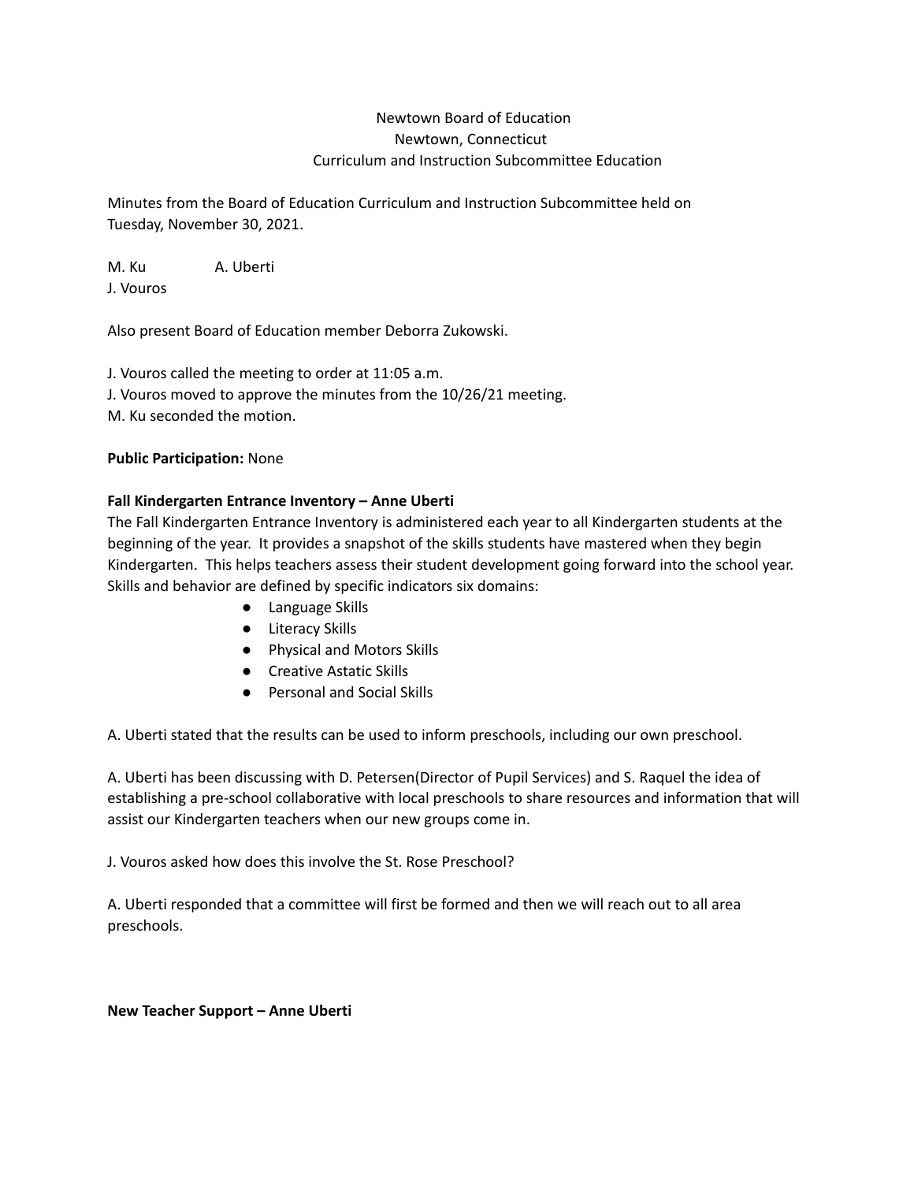Newtown Board of Education
Newtown, Connecticut
Curriculum and Instruction Subcommittee Education

Minutes from the Board of Education Curriculum and Instruction Subcommittee held on Tuesday, November 30, 2021.

M. Ku A. Uberti
J. Vouros

Also present Board of Education member Deborra Zukowski.

J. Vouros called the meeting to order at 11:05 a.m.
J. Vouros moved to approve the minutes from the 10/26/21 meeting.
M. Ku seconded the motion.

**Public Participation:** None

**Fall Kindergarten Entrance Inventory – Anne Uberti**

The Fall Kindergarten Entrance Inventory is administered each year to all Kindergarten students at the beginning of the year. It provides a snapshot of the skills students have mastered when they begin Kindergarten. This helps teachers assess their student development going forward into the school year. Skills and behavior are defined by specific indicators six domains:

- Language Skills
- Literacy Skills
- Physical and Motors Skills
- Creative Astatic Skills
- Personal and Social Skills

A. Uberti stated that the results can be used to inform preschools, including our own preschool.

A. Uberti has been discussing with D. Petersen(Director of Pupil Services) and S. Raquel the idea of establishing a pre-school collaborative with local preschools to share resources and information that will assist our Kindergarten teachers when our new groups come in.

J. Vouros asked how does this involve the St. Rose Preschool?

A. Uberti responded that a committee will first be formed and then we will reach out to all area preschools.

**New Teacher Support – Anne Uberti**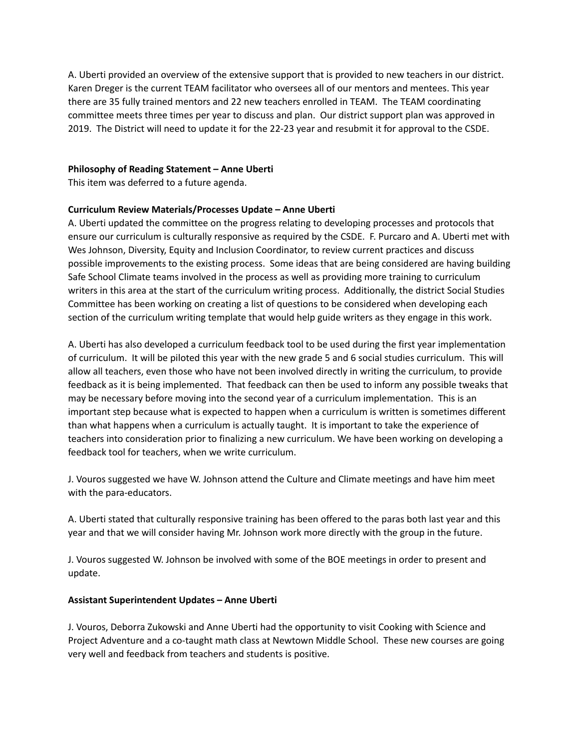A. Uberti provided an overview of the extensive support that is provided to new teachers in our district. Karen Dreger is the current TEAM facilitator who oversees all of our mentors and mentees. This year there are 35 fully trained mentors and 22 new teachers enrolled in TEAM. The TEAM coordinating committee meets three times per year to discuss and plan. Our district support plan was approved in 2019. The District will need to update it for the 22-23 year and resubmit it for approval to the CSDE.

**Philosophy of Reading Statement – Anne Uberti**
This item was deferred to a future agenda.

**Curriculum Review Materials/Processes Update – Anne Uberti**
A. Uberti updated the committee on the progress relating to developing processes and protocols that ensure our curriculum is culturally responsive as required by the CSDE. F. Purcaro and A. Uberti met with Wes Johnson, Diversity, Equity and Inclusion Coordinator, to review current practices and discuss possible improvements to the existing process. Some ideas that are being considered are having building Safe School Climate teams involved in the process as well as providing more training to curriculum writers in this area at the start of the curriculum writing process. Additionally, the district Social Studies Committee has been working on creating a list of questions to be considered when developing each section of the curriculum writing template that would help guide writers as they engage in this work.

A. Uberti has also developed a curriculum feedback tool to be used during the first year implementation of curriculum. It will be piloted this year with the new grade 5 and 6 social studies curriculum. This will allow all teachers, even those who have not been involved directly in writing the curriculum, to provide feedback as it is being implemented. That feedback can then be used to inform any possible tweaks that may be necessary before moving into the second year of a curriculum implementation. This is an important step because what is expected to happen when a curriculum is written is sometimes different than what happens when a curriculum is actually taught. It is important to take the experience of teachers into consideration prior to finalizing a new curriculum. We have been working on developing a feedback tool for teachers, when we write curriculum.

J. Vouros suggested we have W. Johnson attend the Culture and Climate meetings and have him meet with the para-educators.

A. Uberti stated that culturally responsive training has been offered to the paras both last year and this year and that we will consider having Mr. Johnson work more directly with the group in the future.

J. Vouros suggested W. Johnson be involved with some of the BOE meetings in order to present and update.

**Assistant Superintendent Updates – Anne Uberti**

J. Vouros, Deborra Zukowski and Anne Uberti had the opportunity to visit Cooking with Science and Project Adventure and a co-taught math class at Newtown Middle School. These new courses are going very well and feedback from teachers and students is positive.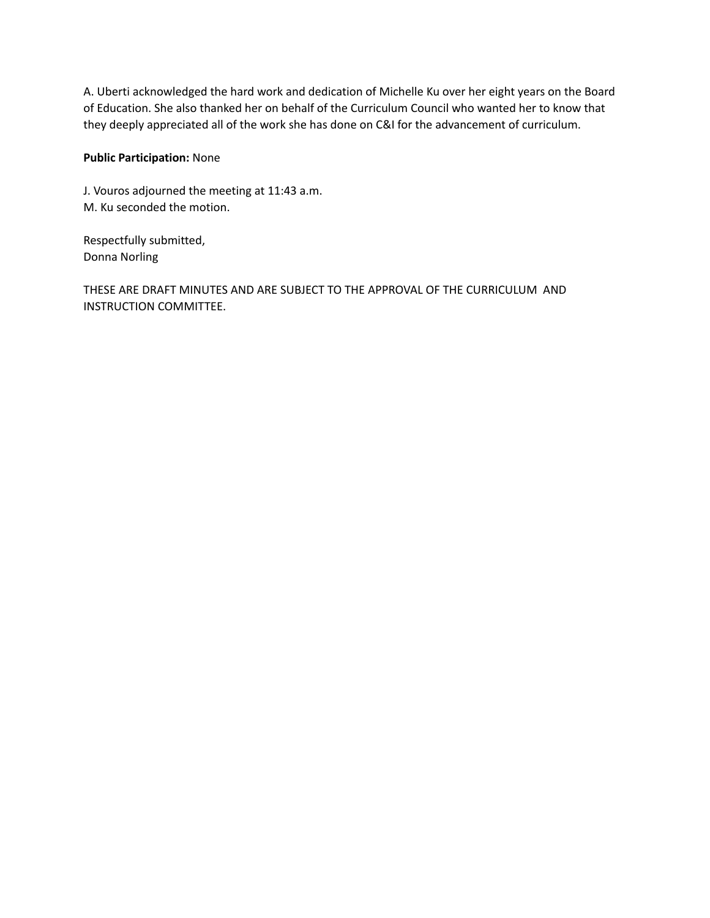A. Uberti acknowledged the hard work and dedication of Michelle Ku over her eight years on the Board of Education. She also thanked her on behalf of the Curriculum Council who wanted her to know that they deeply appreciated all of the work she has done on C&I for the advancement of curriculum.

**Public Participation:** None

J. Vouros adjourned the meeting at 11:43 a.m.
M. Ku seconded the motion.

Respectfully submitted,
Donna Norling

THESE ARE DRAFT MINUTES AND ARE SUBJECT TO THE APPROVAL OF THE CURRICULUM AND INSTRUCTION COMMITTEE.